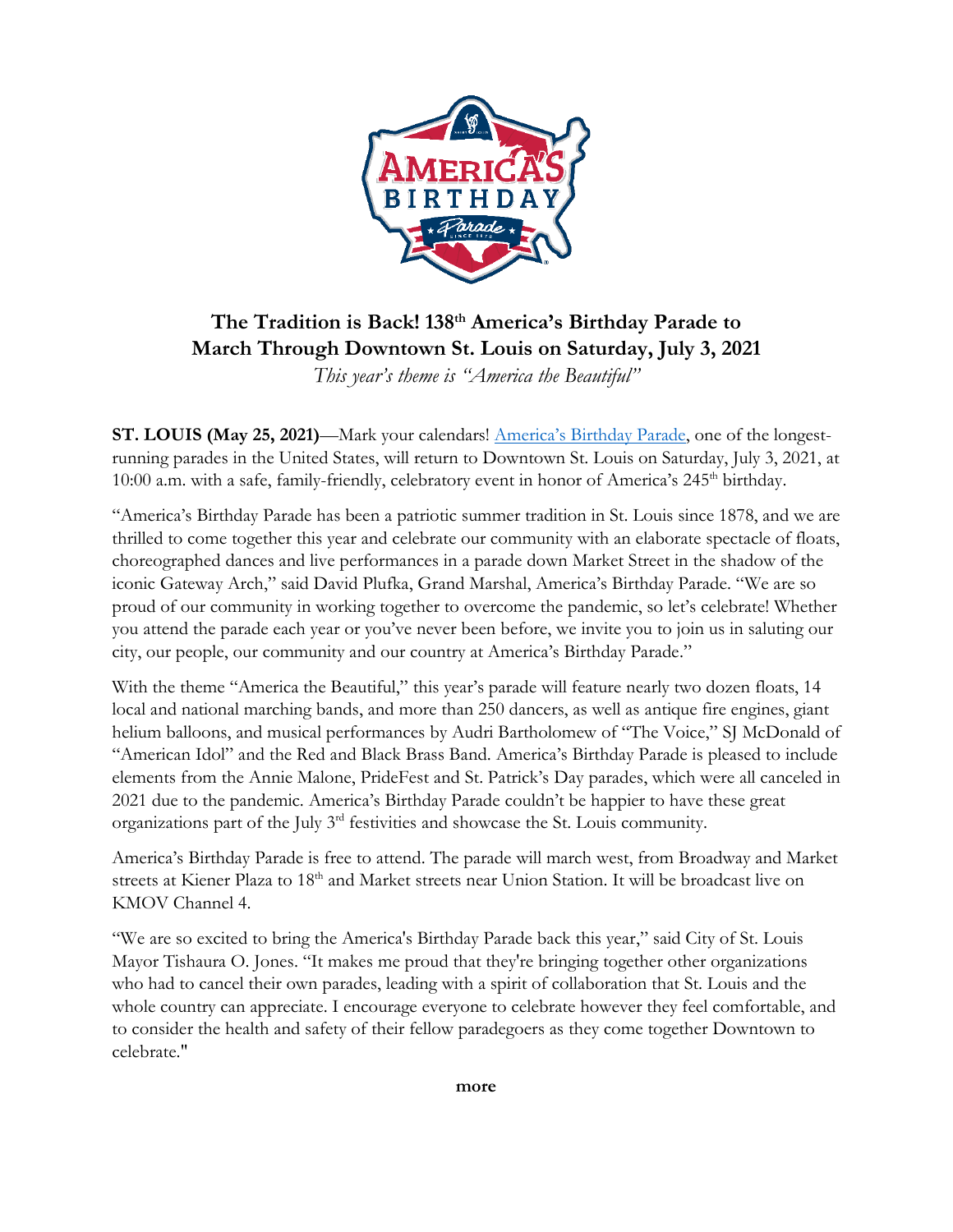# The Tradition is Back! 138th America's Birthday Parade to March Through Downtown St. Louis on Saturday, July 3, 2021

*This year's theme is "America the Beautiful"*

**ST. LOUIS (May 25, 2021)**—Mark your calendars! America's Birthday Parade, one of the longest-running parades in the United States, will return to Downtown St. Louis on Saturday, July 3, 2021, at 10:00 a.m. with a safe, family-friendly, celebratory event in honor of America's 245th birthday.

"America's Birthday Parade has been a patriotic summer tradition in St. Louis since 1878, and we are thrilled to come together this year and celebrate our community with an elaborate spectacle of floats, choreographed dances and live performances in a parade down Market Street in the shadow of the iconic Gateway Arch," said David Plufka, Grand Marshal, America's Birthday Parade. "We are so proud of our community in working together to overcome the pandemic, so let's celebrate! Whether you attend the parade each year or you've never been before, we invite you to join us in saluting our city, our people, our community and our country at America's Birthday Parade."

With the theme "America the Beautiful," this year's parade will feature nearly two dozen floats, 14 local and national marching bands, and more than 250 dancers, as well as antique fire engines, giant helium balloons, and musical performances by Audri Bartholomew of "The Voice," SJ McDonald of "American Idol" and the Red and Black Brass Band. America's Birthday Parade is pleased to include elements from the Annie Malone, PrideFest and St. Patrick's Day parades, which were all canceled in 2021 due to the pandemic. America's Birthday Parade couldn't be happier to have these great organizations part of the July 3rd festivities and showcase the St. Louis community.

America's Birthday Parade is free to attend. The parade will march west, from Broadway and Market streets at Kiener Plaza to 18th and Market streets near Union Station. It will be broadcast live on KMOV Channel 4.

"We are so excited to bring the America's Birthday Parade back this year," said City of St. Louis Mayor Tishaura O. Jones. "It makes me proud that they're bringing together other organizations who had to cancel their own parades, leading with a spirit of collaboration that St. Louis and the whole country can appreciate. I encourage everyone to celebrate however they feel comfortable, and to consider the health and safety of their fellow paradegoers as they come together Downtown to celebrate."

**more**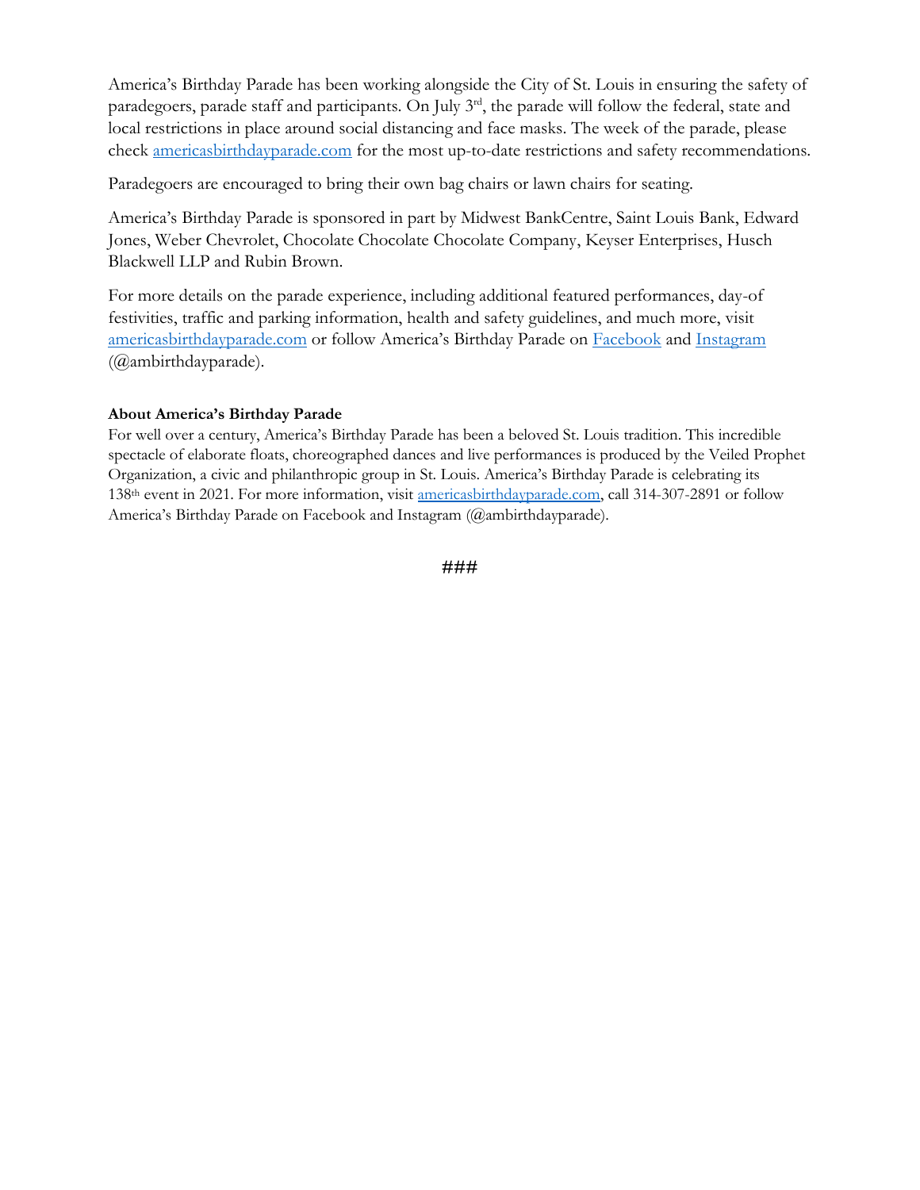America's Birthday Parade has been working alongside the City of St. Louis in ensuring the safety of paradegoers, parade staff and participants. On July 3rd, the parade will follow the federal, state and local restrictions in place around social distancing and face masks. The week of the parade, please check americasbirthdayparade.com for the most up-to-date restrictions and safety recommendations.

Paradegoers are encouraged to bring their own bag chairs or lawn chairs for seating.

America's Birthday Parade is sponsored in part by Midwest BankCentre, Saint Louis Bank, Edward Jones, Weber Chevrolet, Chocolate Chocolate Chocolate Company, Keyser Enterprises, Husch Blackwell LLP and Rubin Brown.

For more details on the parade experience, including additional featured performances, day-of festivities, traffic and parking information, health and safety guidelines, and much more, visit americasbirthdayparade.com or follow America's Birthday Parade on Facebook and Instagram (@ambirthdayparade).

**About America's Birthday Parade**

For well over a century, America's Birthday Parade has been a beloved St. Louis tradition. This incredible spectacle of elaborate floats, choreographed dances and live performances is produced by the Veiled Prophet Organization, a civic and philanthropic group in St. Louis. America's Birthday Parade is celebrating its 138th event in 2021. For more information, visit americasbirthdayparade.com, call 314-307-2891 or follow America's Birthday Parade on Facebook and Instagram (@ambirthdayparade).

###